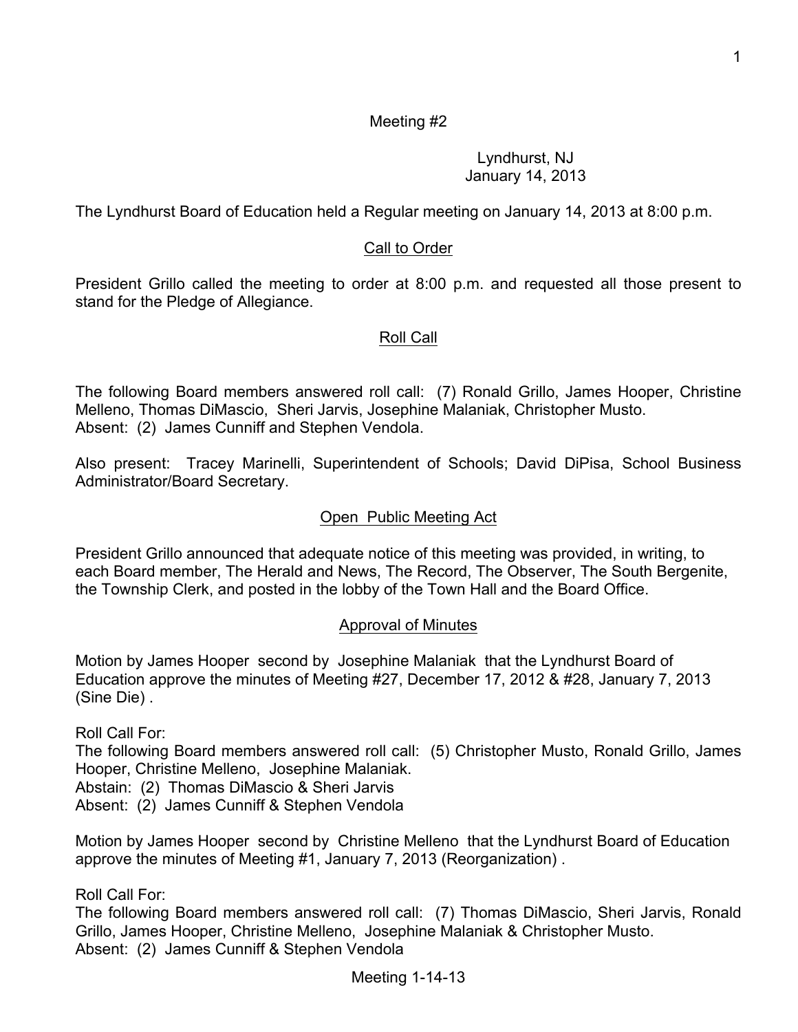Meeting #2

Lyndhurst, NJ
January 14, 2013

The Lyndhurst Board of Education held a Regular meeting on January 14, 2013 at 8:00 p.m.

## Call to Order

President Grillo called the meeting to order at 8:00 p.m. and requested all those present to stand for the Pledge of Allegiance.

## Roll Call

The following Board members answered roll call: (7) Ronald Grillo, James Hooper, Christine Melleno, Thomas DiMascio, Sheri Jarvis, Josephine Malaniak, Christopher Musto.
Absent: (2) James Cunniff and Stephen Vendola.

Also present: Tracey Marinelli, Superintendent of Schools; David DiPisa, School Business Administrator/Board Secretary.

## Open Public Meeting Act

President Grillo announced that adequate notice of this meeting was provided, in writing, to each Board member, The Herald and News, The Record, The Observer, The South Bergenite, the Township Clerk, and posted in the lobby of the Town Hall and the Board Office.

## Approval of Minutes

Motion by James Hooper second by Josephine Malaniak that the Lyndhurst Board of Education approve the minutes of Meeting #27, December 17, 2012 & #28, January 7, 2013 (Sine Die) .

Roll Call For:
The following Board members answered roll call: (5) Christopher Musto, Ronald Grillo, James Hooper, Christine Melleno, Josephine Malaniak.
Abstain: (2) Thomas DiMascio & Sheri Jarvis
Absent: (2) James Cunniff & Stephen Vendola

Motion by James Hooper second by Christine Melleno that the Lyndhurst Board of Education approve the minutes of Meeting #1, January 7, 2013 (Reorganization) .

Roll Call For:
The following Board members answered roll call: (7) Thomas DiMascio, Sheri Jarvis, Ronald Grillo, James Hooper, Christine Melleno, Josephine Malaniak & Christopher Musto.
Absent: (2) James Cunniff & Stephen Vendola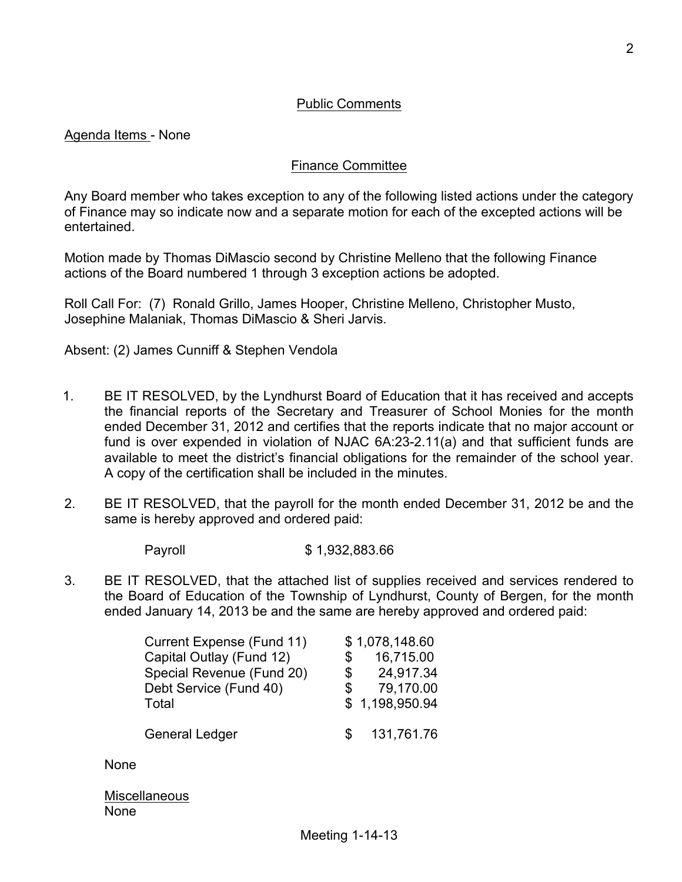## Public Comments

Agenda Items - None

## Finance Committee

Any Board member who takes exception to any of the following listed actions under the category of Finance may so indicate now and a separate motion for each of the excepted actions will be entertained.

Motion made by Thomas DiMascio second by Christine Melleno that the following Finance actions of the Board numbered 1 through 3 exception actions be adopted.

Roll Call For: (7) Ronald Grillo, James Hooper, Christine Melleno, Christopher Musto, Josephine Malaniak, Thomas DiMascio & Sheri Jarvis.

Absent: (2) James Cunniff & Stephen Vendola

1. BE IT RESOLVED, by the Lyndhurst Board of Education that it has received and accepts the financial reports of the Secretary and Treasurer of School Monies for the month ended December 31, 2012 and certifies that the reports indicate that no major account or fund is over expended in violation of NJAC 6A:23-2.11(a) and that sufficient funds are available to meet the district's financial obligations for the remainder of the school year. A copy of the certification shall be included in the minutes.

2. BE IT RESOLVED, that the payroll for the month ended December 31, 2012 be and the same is hereby approved and ordered paid:

   | | |
   |---|---|
   | Payroll | $ 1,932,883.66 |

3. BE IT RESOLVED, that the attached list of supplies received and services rendered to the Board of Education of the Township of Lyndhurst, County of Bergen, for the month ended January 14, 2013 be and the same are hereby approved and ordered paid:

   | | |
   |---|---|
   | Current Expense (Fund 11) | $ 1,078,148.60 |
   | Capital Outlay (Fund 12) | $ 16,715.00 |
   | Special Revenue (Fund 20) | $ 24,917.34 |
   | Debt Service (Fund 40) | $ 79,170.00 |
   | Total | $ 1,198,950.94 |
   | | |
   | General Ledger | $ 131,761.76 |

   None

   Miscellaneous
   None

Meeting 1-14-13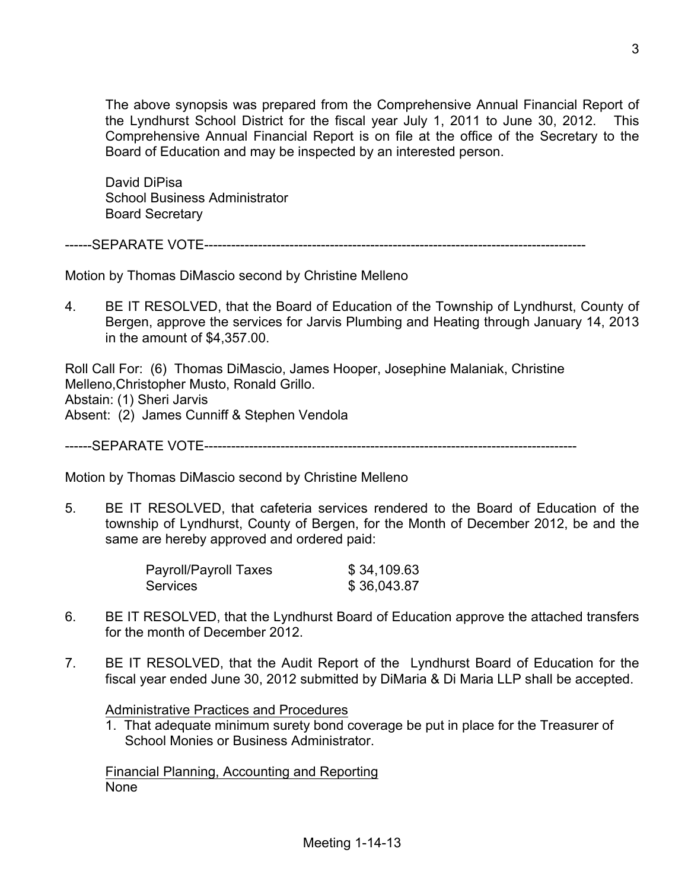The above synopsis was prepared from the Comprehensive Annual Financial Report of the Lyndhurst School District for the fiscal year July 1, 2011 to June 30, 2012. This Comprehensive Annual Financial Report is on file at the office of the Secretary to the Board of Education and may be inspected by an interested person.

David DiPisa
School Business Administrator
Board Secretary

------SEPARATE VOTE--------------------------------------------------------------------------------------

Motion by Thomas DiMascio second by Christine Melleno

4. BE IT RESOLVED, that the Board of Education of the Township of Lyndhurst, County of Bergen, approve the services for Jarvis Plumbing and Heating through January 14, 2013 in the amount of $4,357.00.

Roll Call For: (6) Thomas DiMascio, James Hooper, Josephine Malaniak, Christine Melleno,Christopher Musto, Ronald Grillo.
Abstain: (1) Sheri Jarvis
Absent: (2) James Cunniff & Stephen Vendola

------SEPARATE VOTE------------------------------------------------------------------------------------

Motion by Thomas DiMascio second by Christine Melleno

5. BE IT RESOLVED, that cafeteria services rendered to the Board of Education of the township of Lyndhurst, County of Bergen, for the Month of December 2012, be and the same are hereby approved and ordered paid:

| | |
|---|---|
| Payroll/Payroll Taxes | $ 34,109.63 |
| Services | $ 36,043.87 |

6. BE IT RESOLVED, that the Lyndhurst Board of Education approve the attached transfers for the month of December 2012.

7. BE IT RESOLVED, that the Audit Report of the Lyndhurst Board of Education for the fiscal year ended June 30, 2012 submitted by DiMaria & Di Maria LLP shall be accepted.

   Administrative Practices and Procedures

   1. That adequate minimum surety bond coverage be put in place for the Treasurer of School Monies or Business Administrator.

   Financial Planning, Accounting and Reporting
   None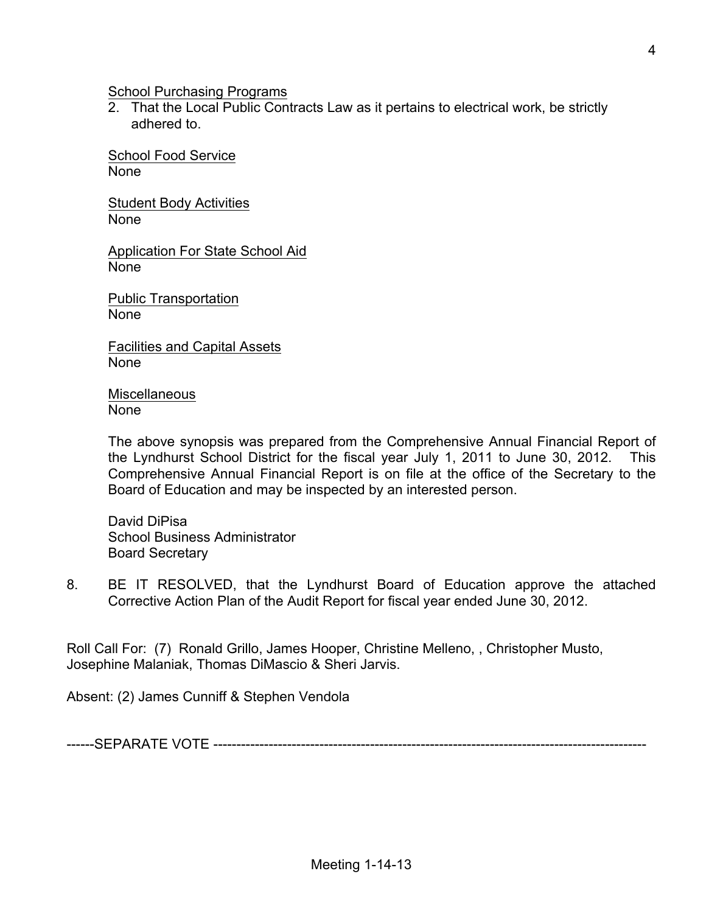School Purchasing Programs

2. That the Local Public Contracts Law as it pertains to electrical work, be strictly adhered to.

School Food Service
None

Student Body Activities
None

Application For State School Aid
None

Public Transportation
None

Facilities and Capital Assets
None

Miscellaneous
None

The above synopsis was prepared from the Comprehensive Annual Financial Report of the Lyndhurst School District for the fiscal year July 1, 2011 to June 30, 2012. This Comprehensive Annual Financial Report is on file at the office of the Secretary to the Board of Education and may be inspected by an interested person.

David DiPisa
School Business Administrator
Board Secretary

8. BE IT RESOLVED, that the Lyndhurst Board of Education approve the attached Corrective Action Plan of the Audit Report for fiscal year ended June 30, 2012.

Roll Call For: (7) Ronald Grillo, James Hooper, Christine Melleno, , Christopher Musto, Josephine Malaniak, Thomas DiMascio & Sheri Jarvis.

Absent: (2) James Cunniff & Stephen Vendola

------SEPARATE VOTE ---------------------------------------------------------------------------------------------

Meeting 1-14-13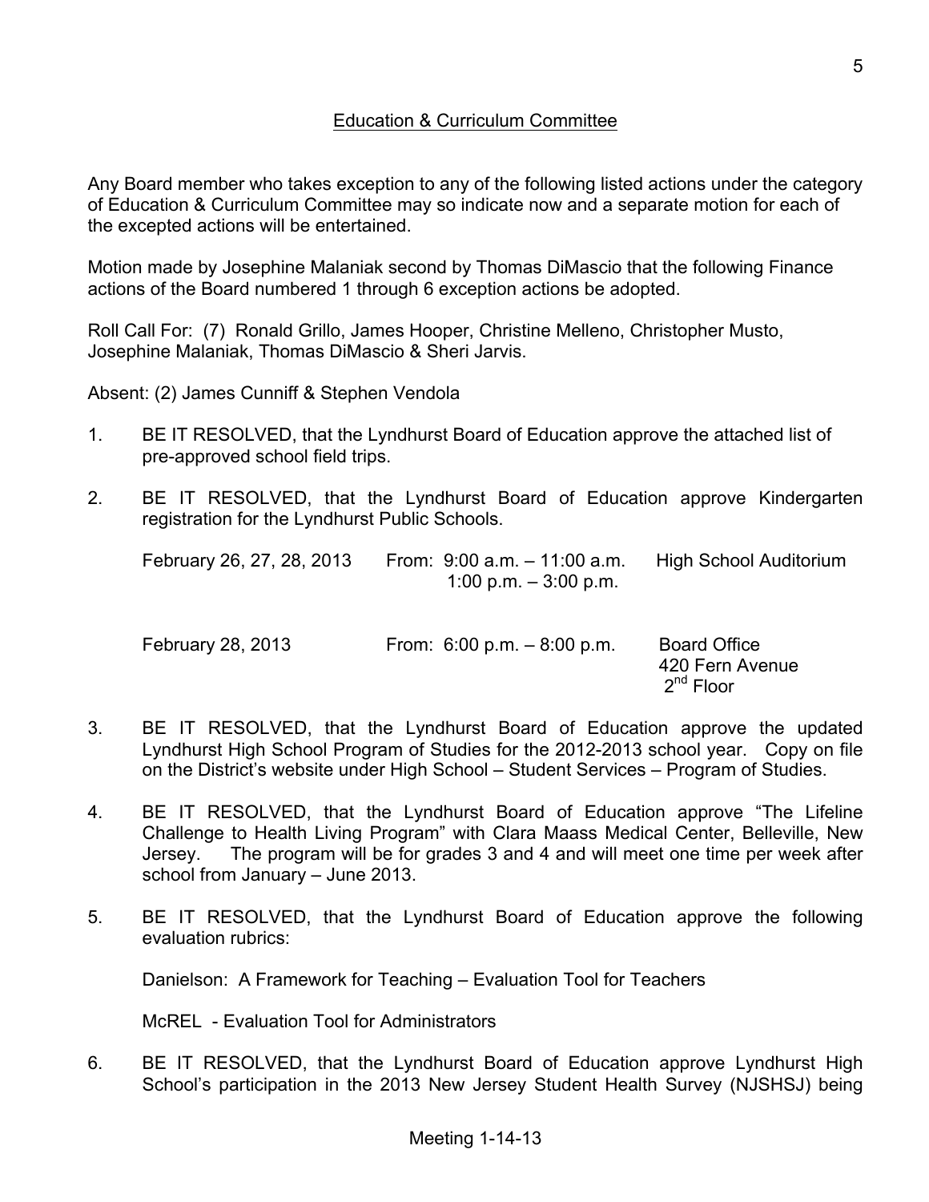## Education & Curriculum Committee

Any Board member who takes exception to any of the following listed actions under the category of Education & Curriculum Committee may so indicate now and a separate motion for each of the excepted actions will be entertained.

Motion made by Josephine Malaniak second by Thomas DiMascio that the following Finance actions of the Board numbered 1 through 6 exception actions be adopted.

Roll Call For: (7) Ronald Grillo, James Hooper, Christine Melleno, Christopher Musto, Josephine Malaniak, Thomas DiMascio & Sheri Jarvis.

Absent: (2) James Cunniff & Stephen Vendola

1. BE IT RESOLVED, that the Lyndhurst Board of Education approve the attached list of pre-approved school field trips.

2. BE IT RESOLVED, that the Lyndhurst Board of Education approve Kindergarten registration for the Lyndhurst Public Schools.

| | | |
|---|---|---|
| February 26, 27, 28, 2013 | From: 9:00 a.m. – 11:00 a.m.<br>1:00 p.m. – 3:00 p.m. | High School Auditorium |
| February 28, 2013 | From: 6:00 p.m. – 8:00 p.m. | Board Office<br>420 Fern Avenue<br>2nd Floor |

3. BE IT RESOLVED, that the Lyndhurst Board of Education approve the updated Lyndhurst High School Program of Studies for the 2012-2013 school year. Copy on file on the District's website under High School – Student Services – Program of Studies.

4. BE IT RESOLVED, that the Lyndhurst Board of Education approve "The Lifeline Challenge to Health Living Program" with Clara Maass Medical Center, Belleville, New Jersey. The program will be for grades 3 and 4 and will meet one time per week after school from January – June 2013.

5. BE IT RESOLVED, that the Lyndhurst Board of Education approve the following evaluation rubrics:

   Danielson: A Framework for Teaching – Evaluation Tool for Teachers

   McREL - Evaluation Tool for Administrators

6. BE IT RESOLVED, that the Lyndhurst Board of Education approve Lyndhurst High School's participation in the 2013 New Jersey Student Health Survey (NJSHSJ) being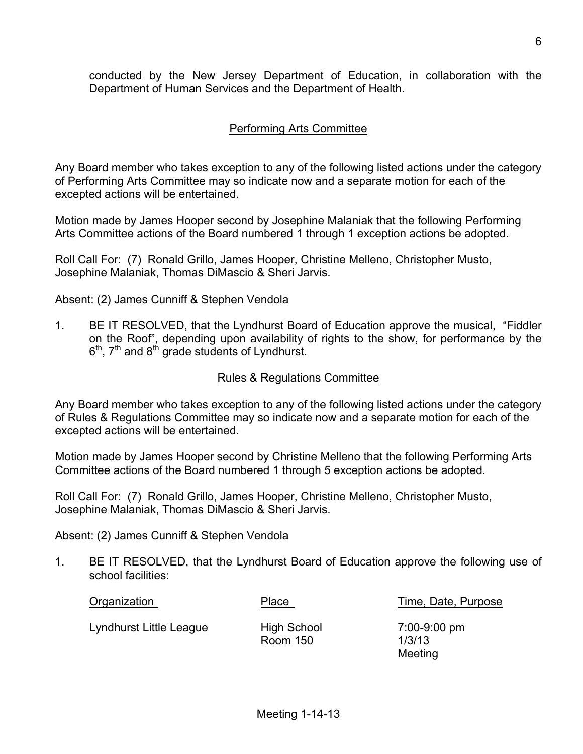conducted by the New Jersey Department of Education, in collaboration with the Department of Human Services and the Department of Health.

## Performing Arts Committee

Any Board member who takes exception to any of the following listed actions under the category of Performing Arts Committee may so indicate now and a separate motion for each of the excepted actions will be entertained.

Motion made by James Hooper second by Josephine Malaniak that the following Performing Arts Committee actions of the Board numbered 1 through 1 exception actions be adopted.

Roll Call For: (7) Ronald Grillo, James Hooper, Christine Melleno, Christopher Musto, Josephine Malaniak, Thomas DiMascio & Sheri Jarvis.

Absent: (2) James Cunniff & Stephen Vendola

1. BE IT RESOLVED, that the Lyndhurst Board of Education approve the musical, "Fiddler on the Roof", depending upon availability of rights to the show, for performance by the 6th, 7th and 8th grade students of Lyndhurst.

## Rules & Regulations Committee

Any Board member who takes exception to any of the following listed actions under the category of Rules & Regulations Committee may so indicate now and a separate motion for each of the excepted actions will be entertained.

Motion made by James Hooper second by Christine Melleno that the following Performing Arts Committee actions of the Board numbered 1 through 5 exception actions be adopted.

Roll Call For: (7) Ronald Grillo, James Hooper, Christine Melleno, Christopher Musto, Josephine Malaniak, Thomas DiMascio & Sheri Jarvis.

Absent: (2) James Cunniff & Stephen Vendola

1. BE IT RESOLVED, that the Lyndhurst Board of Education approve the following use of school facilities:

| Organization | Place | Time, Date, Purpose |
|---|---|---|
| Lyndhurst Little League | High School Room 150 | 7:00-9:00 pm 1/3/13 Meeting |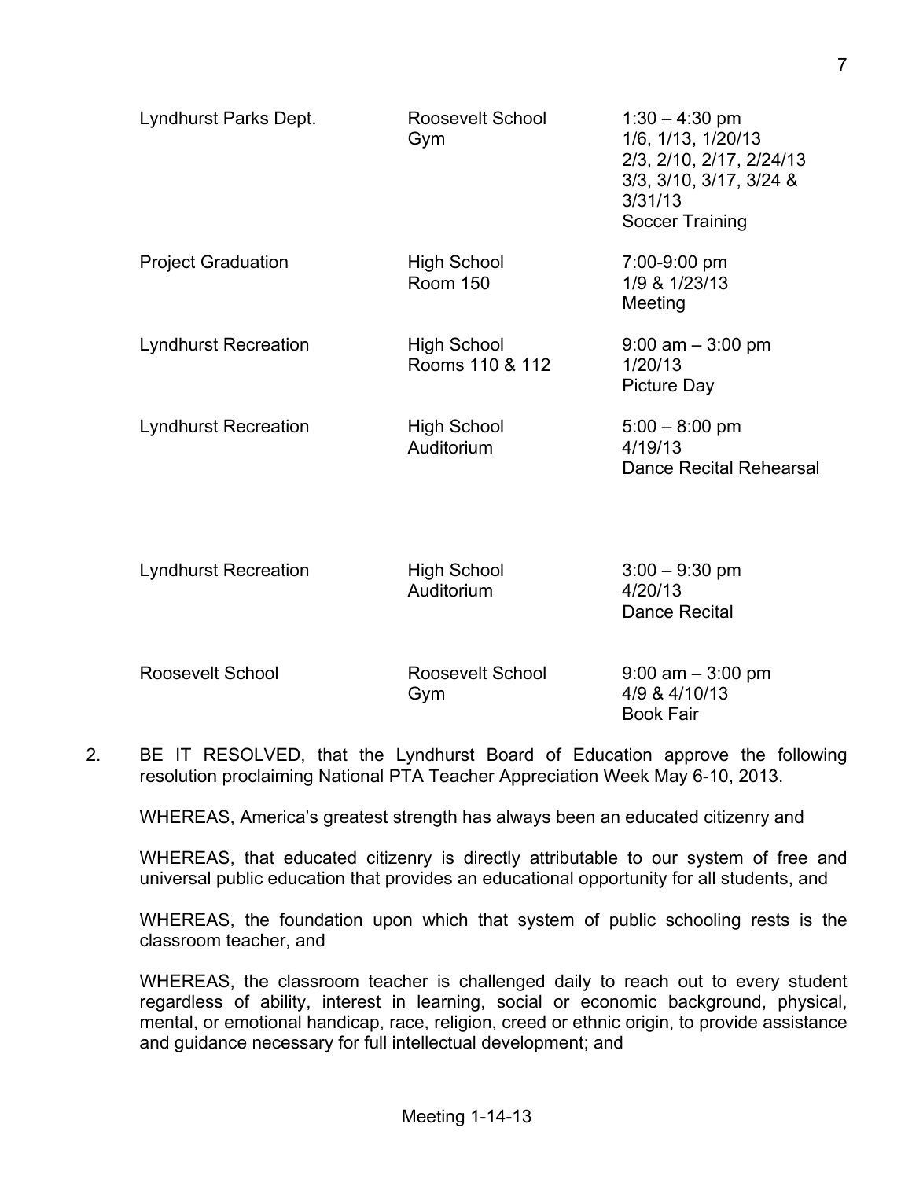| | | |
|---|---|---|
| Lyndhurst Parks Dept. | Roosevelt School Gym | 1:30 – 4:30 pm<br>1/6, 1/13, 1/20/13<br>2/3, 2/10, 2/17, 2/24/13<br>3/3, 3/10, 3/17, 3/24 & 3/31/13<br>Soccer Training |
| Project Graduation | High School Room 150 | 7:00-9:00 pm<br>1/9 & 1/23/13<br>Meeting |
| Lyndhurst Recreation | High School Rooms 110 & 112 | 9:00 am – 3:00 pm<br>1/20/13<br>Picture Day |
| Lyndhurst Recreation | High School Auditorium | 5:00 – 8:00 pm<br>4/19/13<br>Dance Recital Rehearsal |
| Lyndhurst Recreation | High School Auditorium | 3:00 – 9:30 pm<br>4/20/13<br>Dance Recital |
| Roosevelt School | Roosevelt School Gym | 9:00 am – 3:00 pm<br>4/9 & 4/10/13<br>Book Fair |

2. BE IT RESOLVED, that the Lyndhurst Board of Education approve the following resolution proclaiming National PTA Teacher Appreciation Week May 6-10, 2013.

   WHEREAS, America's greatest strength has always been an educated citizenry and

   WHEREAS, that educated citizenry is directly attributable to our system of free and universal public education that provides an educational opportunity for all students, and

   WHEREAS, the foundation upon which that system of public schooling rests is the classroom teacher, and

   WHEREAS, the classroom teacher is challenged daily to reach out to every student regardless of ability, interest in learning, social or economic background, physical, mental, or emotional handicap, race, religion, creed or ethnic origin, to provide assistance and guidance necessary for full intellectual development; and

Meeting 1-14-13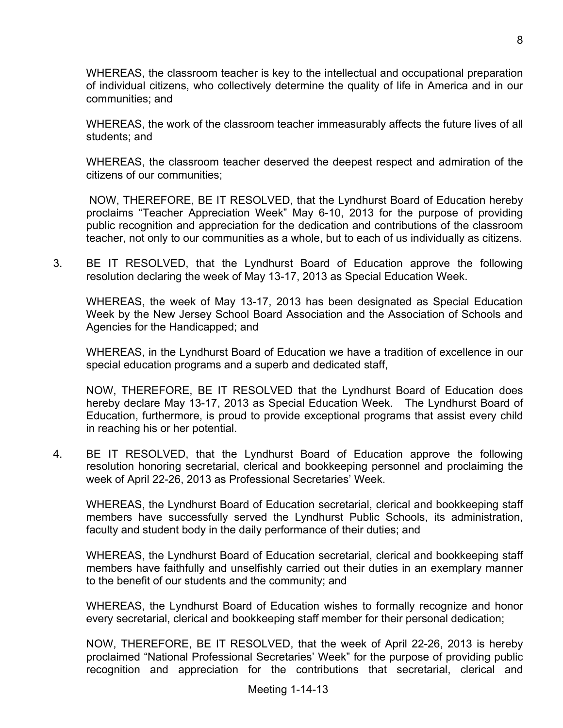WHEREAS, the classroom teacher is key to the intellectual and occupational preparation of individual citizens, who collectively determine the quality of life in America and in our communities; and

WHEREAS, the work of the classroom teacher immeasurably affects the future lives of all students; and

WHEREAS, the classroom teacher deserved the deepest respect and admiration of the citizens of our communities;

NOW, THEREFORE, BE IT RESOLVED, that the Lyndhurst Board of Education hereby proclaims “Teacher Appreciation Week” May 6-10, 2013 for the purpose of providing public recognition and appreciation for the dedication and contributions of the classroom teacher, not only to our communities as a whole, but to each of us individually as citizens.

3. BE IT RESOLVED, that the Lyndhurst Board of Education approve the following resolution declaring the week of May 13-17, 2013 as Special Education Week.

   WHEREAS, the week of May 13-17, 2013 has been designated as Special Education Week by the New Jersey School Board Association and the Association of Schools and Agencies for the Handicapped; and

   WHEREAS, in the Lyndhurst Board of Education we have a tradition of excellence in our special education programs and a superb and dedicated staff,

   NOW, THEREFORE, BE IT RESOLVED that the Lyndhurst Board of Education does hereby declare May 13-17, 2013 as Special Education Week. The Lyndhurst Board of Education, furthermore, is proud to provide exceptional programs that assist every child in reaching his or her potential.

4. BE IT RESOLVED, that the Lyndhurst Board of Education approve the following resolution honoring secretarial, clerical and bookkeeping personnel and proclaiming the week of April 22-26, 2013 as Professional Secretaries' Week.

   WHEREAS, the Lyndhurst Board of Education secretarial, clerical and bookkeeping staff members have successfully served the Lyndhurst Public Schools, its administration, faculty and student body in the daily performance of their duties; and

   WHEREAS, the Lyndhurst Board of Education secretarial, clerical and bookkeeping staff members have faithfully and unselfishly carried out their duties in an exemplary manner to the benefit of our students and the community; and

   WHEREAS, the Lyndhurst Board of Education wishes to formally recognize and honor every secretarial, clerical and bookkeeping staff member for their personal dedication;

   NOW, THEREFORE, BE IT RESOLVED, that the week of April 22-26, 2013 is hereby proclaimed “National Professional Secretaries' Week” for the purpose of providing public recognition and appreciation for the contributions that secretarial, clerical and

Meeting 1-14-13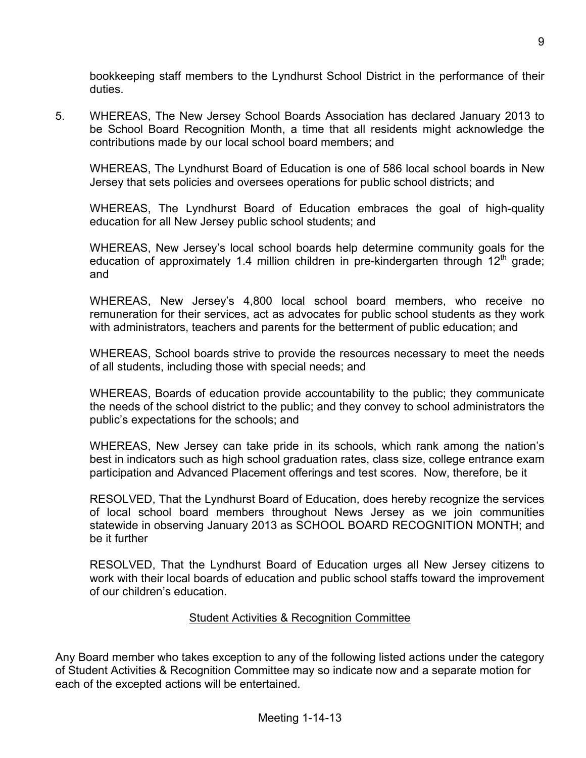bookkeeping staff members to the Lyndhurst School District in the performance of their duties.

5. WHEREAS, The New Jersey School Boards Association has declared January 2013 to be School Board Recognition Month, a time that all residents might acknowledge the contributions made by our local school board members; and

   WHEREAS, The Lyndhurst Board of Education is one of 586 local school boards in New Jersey that sets policies and oversees operations for public school districts; and

   WHEREAS, The Lyndhurst Board of Education embraces the goal of high-quality education for all New Jersey public school students; and

   WHEREAS, New Jersey's local school boards help determine community goals for the education of approximately 1.4 million children in pre-kindergarten through 12th grade; and

   WHEREAS, New Jersey's 4,800 local school board members, who receive no remuneration for their services, act as advocates for public school students as they work with administrators, teachers and parents for the betterment of public education; and

   WHEREAS, School boards strive to provide the resources necessary to meet the needs of all students, including those with special needs; and

   WHEREAS, Boards of education provide accountability to the public; they communicate the needs of the school district to the public; and they convey to school administrators the public's expectations for the schools; and

   WHEREAS, New Jersey can take pride in its schools, which rank among the nation's best in indicators such as high school graduation rates, class size, college entrance exam participation and Advanced Placement offerings and test scores. Now, therefore, be it

   RESOLVED, That the Lyndhurst Board of Education, does hereby recognize the services of local school board members throughout News Jersey as we join communities statewide in observing January 2013 as SCHOOL BOARD RECOGNITION MONTH; and be it further

   RESOLVED, That the Lyndhurst Board of Education urges all New Jersey citizens to work with their local boards of education and public school staffs toward the improvement of our children's education.

## Student Activities & Recognition Committee

Any Board member who takes exception to any of the following listed actions under the category of Student Activities & Recognition Committee may so indicate now and a separate motion for each of the excepted actions will be entertained.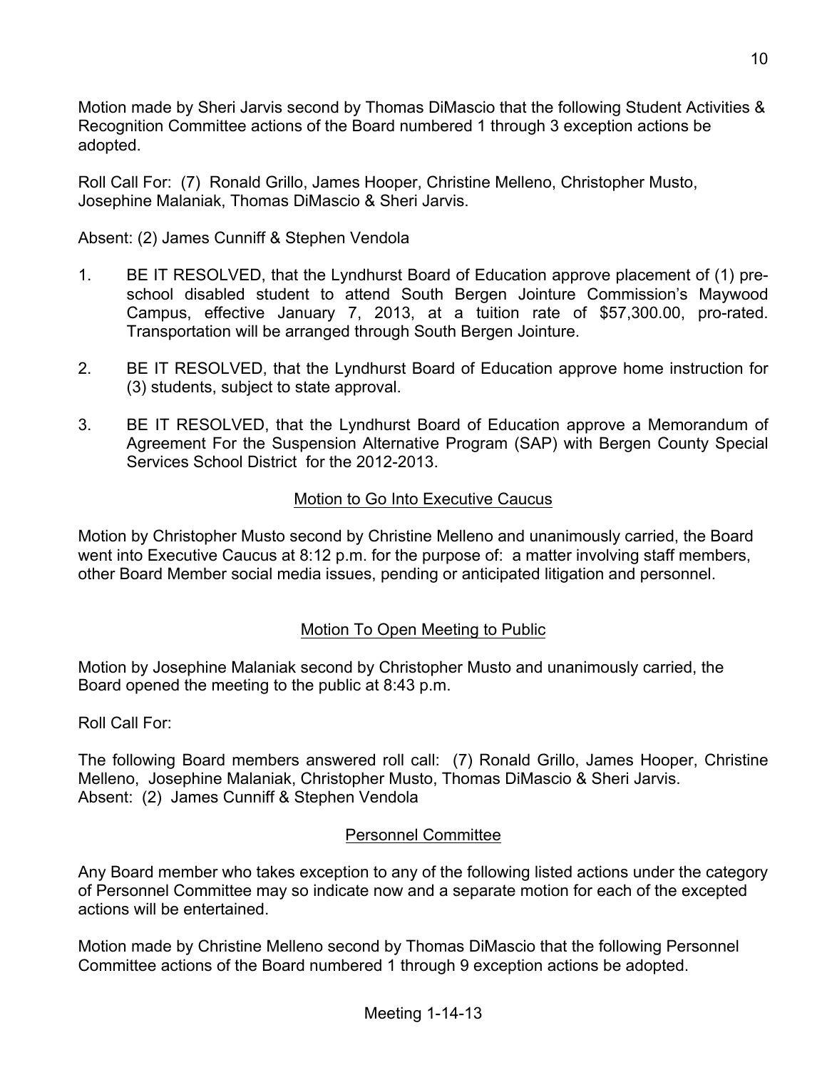Motion made by Sheri Jarvis second by Thomas DiMascio that the following Student Activities & Recognition Committee actions of the Board numbered 1 through 3 exception actions be adopted.

Roll Call For: (7) Ronald Grillo, James Hooper, Christine Melleno, Christopher Musto, Josephine Malaniak, Thomas DiMascio & Sheri Jarvis.

Absent: (2) James Cunniff & Stephen Vendola

1. BE IT RESOLVED, that the Lyndhurst Board of Education approve placement of (1) pre-school disabled student to attend South Bergen Jointure Commission's Maywood Campus, effective January 7, 2013, at a tuition rate of $57,300.00, pro-rated. Transportation will be arranged through South Bergen Jointure.

2. BE IT RESOLVED, that the Lyndhurst Board of Education approve home instruction for (3) students, subject to state approval.

3. BE IT RESOLVED, that the Lyndhurst Board of Education approve a Memorandum of Agreement For the Suspension Alternative Program (SAP) with Bergen County Special Services School District for the 2012-2013.

## Motion to Go Into Executive Caucus

Motion by Christopher Musto second by Christine Melleno and unanimously carried, the Board went into Executive Caucus at 8:12 p.m. for the purpose of: a matter involving staff members, other Board Member social media issues, pending or anticipated litigation and personnel.

## Motion To Open Meeting to Public

Motion by Josephine Malaniak second by Christopher Musto and unanimously carried, the Board opened the meeting to the public at 8:43 p.m.

Roll Call For:

The following Board members answered roll call: (7) Ronald Grillo, James Hooper, Christine Melleno, Josephine Malaniak, Christopher Musto, Thomas DiMascio & Sheri Jarvis.
Absent: (2) James Cunniff & Stephen Vendola

## Personnel Committee

Any Board member who takes exception to any of the following listed actions under the category of Personnel Committee may so indicate now and a separate motion for each of the excepted actions will be entertained.

Motion made by Christine Melleno second by Thomas DiMascio that the following Personnel Committee actions of the Board numbered 1 through 9 exception actions be adopted.

Meeting 1-14-13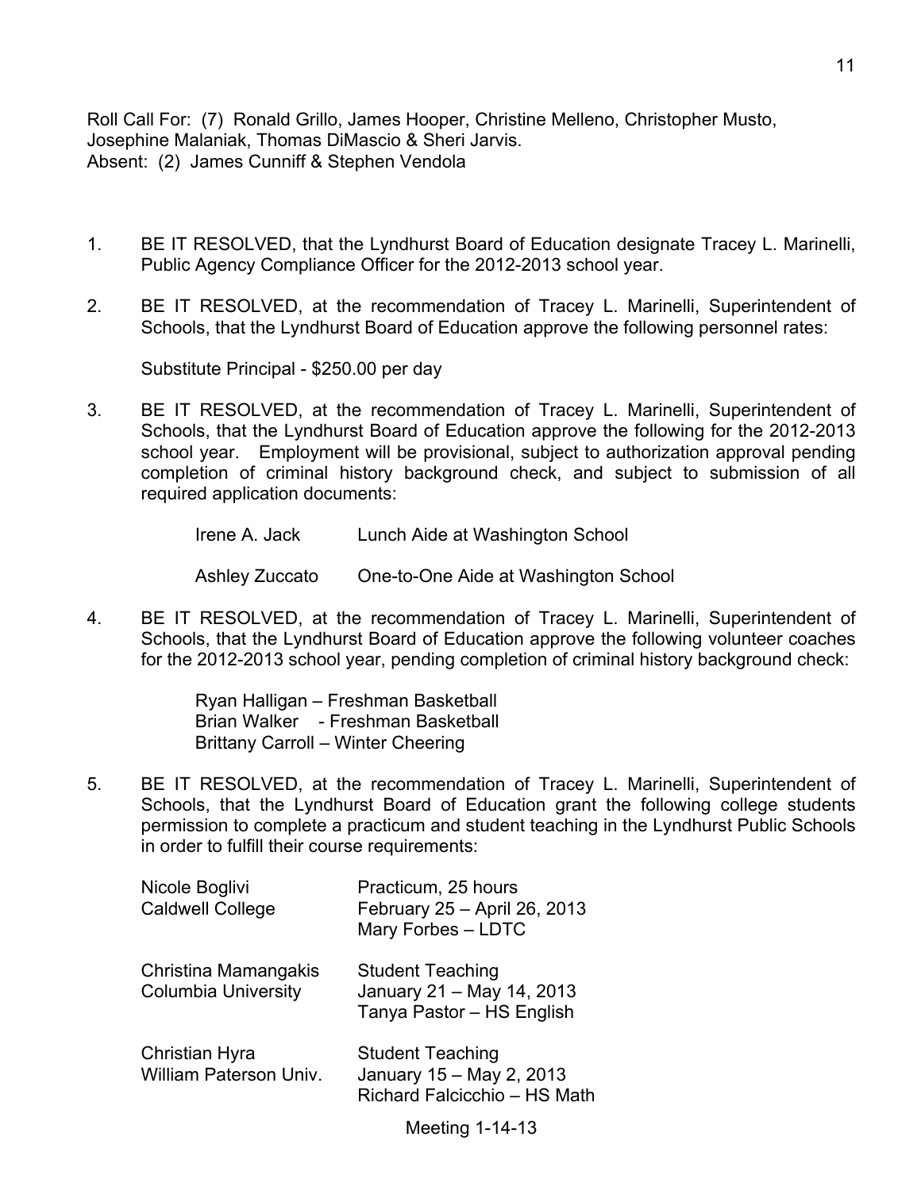Roll Call For: (7) Ronald Grillo, James Hooper, Christine Melleno, Christopher Musto, Josephine Malaniak, Thomas DiMascio & Sheri Jarvis.
Absent: (2) James Cunniff & Stephen Vendola

1. BE IT RESOLVED, that the Lyndhurst Board of Education designate Tracey L. Marinelli, Public Agency Compliance Officer for the 2012-2013 school year.

2. BE IT RESOLVED, at the recommendation of Tracey L. Marinelli, Superintendent of Schools, that the Lyndhurst Board of Education approve the following personnel rates:

   Substitute Principal - $250.00 per day

3. BE IT RESOLVED, at the recommendation of Tracey L. Marinelli, Superintendent of Schools, that the Lyndhurst Board of Education approve the following for the 2012-2013 school year. Employment will be provisional, subject to authorization approval pending completion of criminal history background check, and subject to submission of all required application documents:

   | | |
   |---|---|
   | Irene A. Jack | Lunch Aide at Washington School |
   | Ashley Zuccato | One-to-One Aide at Washington School |

4. BE IT RESOLVED, at the recommendation of Tracey L. Marinelli, Superintendent of Schools, that the Lyndhurst Board of Education approve the following volunteer coaches for the 2012-2013 school year, pending completion of criminal history background check:

   Ryan Halligan – Freshman Basketball
   Brian Walker - Freshman Basketball
   Brittany Carroll – Winter Cheering

5. BE IT RESOLVED, at the recommendation of Tracey L. Marinelli, Superintendent of Schools, that the Lyndhurst Board of Education grant the following college students permission to complete a practicum and student teaching in the Lyndhurst Public Schools in order to fulfill their course requirements:

   | | |
   |---|---|
   | Nicole Boglivi<br>Caldwell College | Practicum, 25 hours<br>February 25 – April 26, 2013<br>Mary Forbes – LDTC |
   | Christina Mamangakis<br>Columbia University | Student Teaching<br>January 21 – May 14, 2013<br>Tanya Pastor – HS English |
   | Christian Hyra<br>William Paterson Univ. | Student Teaching<br>January 15 – May 2, 2013<br>Richard Falcicchio – HS Math |

Meeting 1-14-13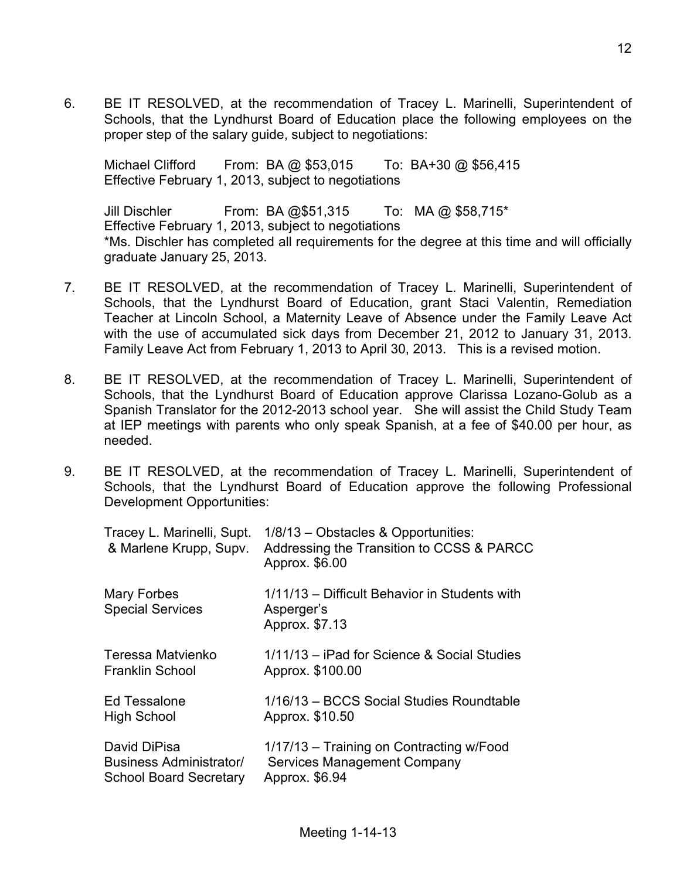6. BE IT RESOLVED, at the recommendation of Tracey L. Marinelli, Superintendent of Schools, that the Lyndhurst Board of Education place the following employees on the proper step of the salary guide, subject to negotiations:

   Michael Clifford From: BA @ $53,015 To: BA+30 @ $56,415
   Effective February 1, 2013, subject to negotiations

   Jill Dischler From: BA @$51,315 To: MA @ $58,715*
   Effective February 1, 2013, subject to negotiations
   *Ms. Dischler has completed all requirements for the degree at this time and will officially graduate January 25, 2013.

7. BE IT RESOLVED, at the recommendation of Tracey L. Marinelli, Superintendent of Schools, that the Lyndhurst Board of Education, grant Staci Valentin, Remediation Teacher at Lincoln School, a Maternity Leave of Absence under the Family Leave Act with the use of accumulated sick days from December 21, 2012 to January 31, 2013. Family Leave Act from February 1, 2013 to April 30, 2013. This is a revised motion.

8. BE IT RESOLVED, at the recommendation of Tracey L. Marinelli, Superintendent of Schools, that the Lyndhurst Board of Education approve Clarissa Lozano-Golub as a Spanish Translator for the 2012-2013 school year. She will assist the Child Study Team at IEP meetings with parents who only speak Spanish, at a fee of $40.00 per hour, as needed.

9. BE IT RESOLVED, at the recommendation of Tracey L. Marinelli, Superintendent of Schools, that the Lyndhurst Board of Education approve the following Professional Development Opportunities:

| | |
|---|---|
| Tracey L. Marinelli, Supt. & Marlene Krupp, Supv. | 1/8/13 – Obstacles & Opportunities: Addressing the Transition to CCSS & PARCC Approx. $6.00 |
| Mary Forbes Special Services | 1/11/13 – Difficult Behavior in Students with Asperger's Approx. $7.13 |
| Teressa Matvienko Franklin School | 1/11/13 – iPad for Science & Social Studies Approx. $100.00 |
| Ed Tessalone High School | 1/16/13 – BCCS Social Studies Roundtable Approx. $10.50 |
| David DiPisa Business Administrator/ School Board Secretary | 1/17/13 – Training on Contracting w/Food Services Management Company Approx. $6.94 |

Meeting 1-14-13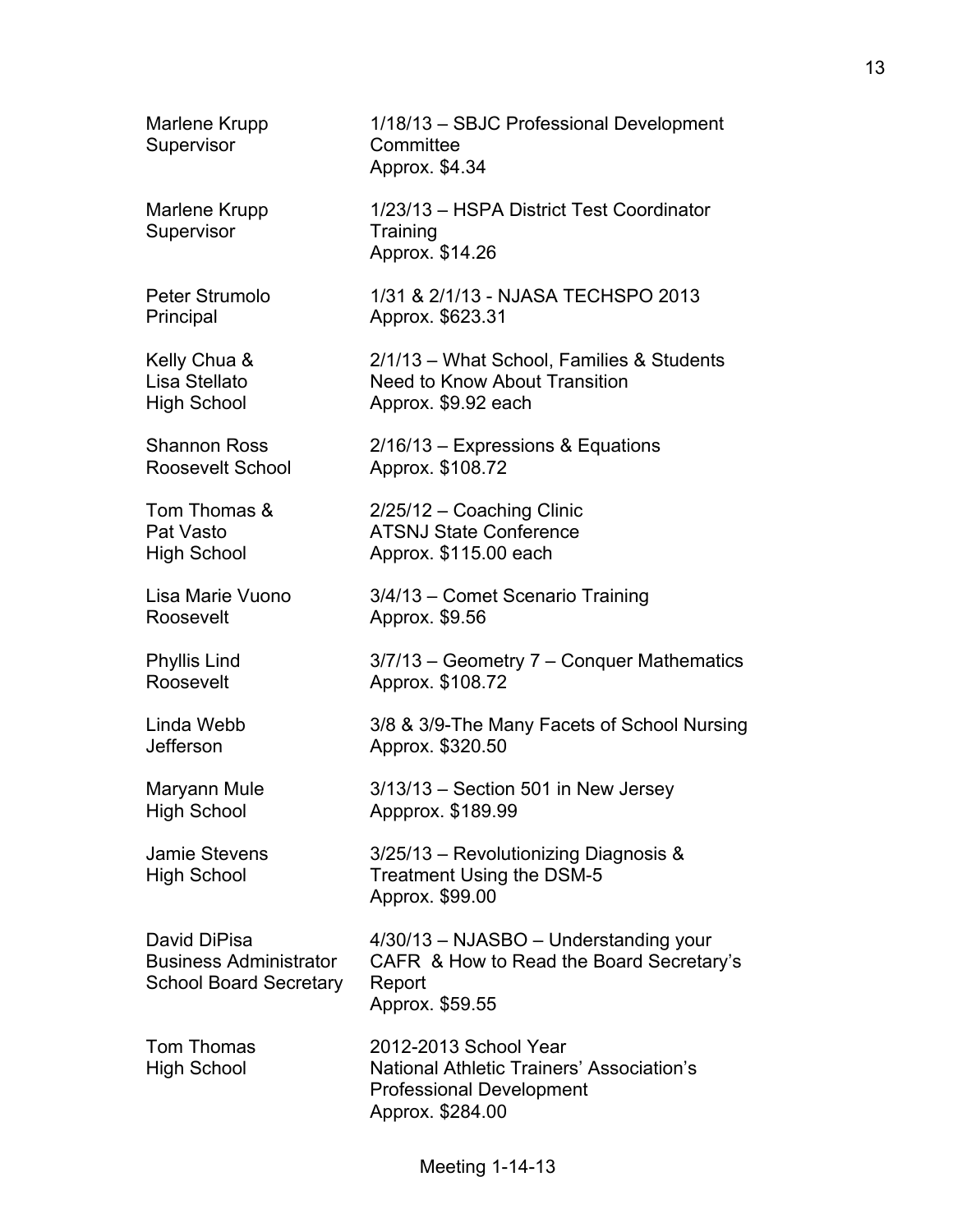| | |
|---|---|
| Marlene Krupp<br>Supervisor | 1/18/13 – SBJC Professional Development Committee<br>Approx. $4.34 |
| Marlene Krupp<br>Supervisor | 1/23/13 – HSPA District Test Coordinator Training<br>Approx. $14.26 |
| Peter Strumolo<br>Principal | 1/31 & 2/1/13 - NJASA TECHSPO 2013<br>Approx. $623.31 |
| Kelly Chua &<br>Lisa Stellato<br>High School | 2/1/13 – What School, Families & Students Need to Know About Transition<br>Approx. $9.92 each |
| Shannon Ross<br>Roosevelt School | 2/16/13 – Expressions & Equations<br>Approx. $108.72 |
| Tom Thomas &<br>Pat Vasto<br>High School | 2/25/12 – Coaching Clinic<br>ATSNJ State Conference<br>Approx. $115.00 each |
| Lisa Marie Vuono<br>Roosevelt | 3/4/13 – Comet Scenario Training<br>Approx. $9.56 |
| Phyllis Lind<br>Roosevelt | 3/7/13 – Geometry 7 – Conquer Mathematics<br>Approx. $108.72 |
| Linda Webb<br>Jefferson | 3/8 & 3/9-The Many Facets of School Nursing<br>Approx. $320.50 |
| Maryann Mule<br>High School | 3/13/13 – Section 501 in New Jersey<br>Appprox. $189.99 |
| Jamie Stevens<br>High School | 3/25/13 – Revolutionizing Diagnosis & Treatment Using the DSM-5<br>Approx. $99.00 |
| David DiPisa<br>Business Administrator<br>School Board Secretary | 4/30/13 – NJASBO – Understanding your CAFR & How to Read the Board Secretary's Report<br>Approx. $59.55 |
| Tom Thomas<br>High School | 2012-2013 School Year<br>National Athletic Trainers' Association's Professional Development<br>Approx. $284.00 |

Meeting 1-14-13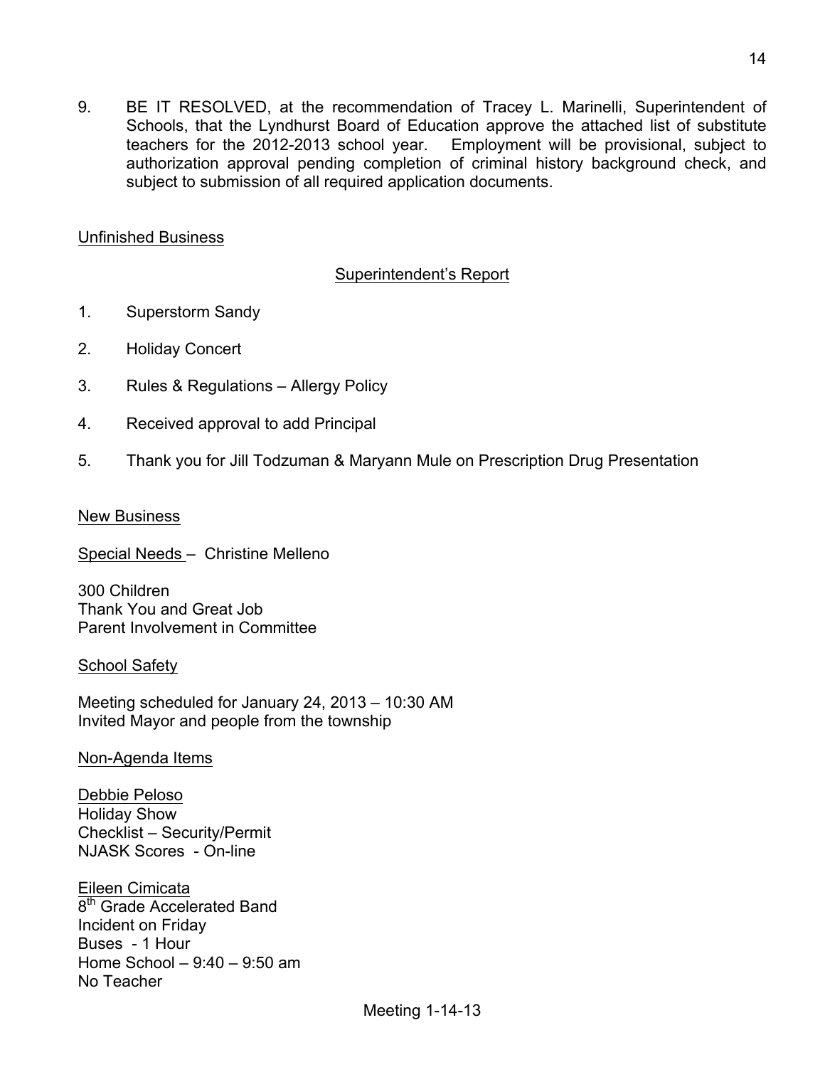9. BE IT RESOLVED, at the recommendation of Tracey L. Marinelli, Superintendent of Schools, that the Lyndhurst Board of Education approve the attached list of substitute teachers for the 2012-2013 school year. Employment will be provisional, subject to authorization approval pending completion of criminal history background check, and subject to submission of all required application documents.

<u>Unfinished Business</u>

<u>Superintendent's Report</u>

1. Superstorm Sandy
2. Holiday Concert
3. Rules & Regulations – Allergy Policy
4. Received approval to add Principal
5. Thank you for Jill Todzuman & Maryann Mule on Prescription Drug Presentation

<u>New Business</u>

<u>Special Needs</u> – Christine Melleno

300 Children
Thank You and Great Job
Parent Involvement in Committee

<u>School Safety</u>

Meeting scheduled for January 24, 2013 – 10:30 AM
Invited Mayor and people from the township

<u>Non-Agenda Items</u>

<u>Debbie Peloso</u>
Holiday Show
Checklist – Security/Permit
NJASK Scores - On-line

<u>Eileen Cimicata</u>
8th Grade Accelerated Band
Incident on Friday
Buses - 1 Hour
Home School – 9:40 – 9:50 am
No Teacher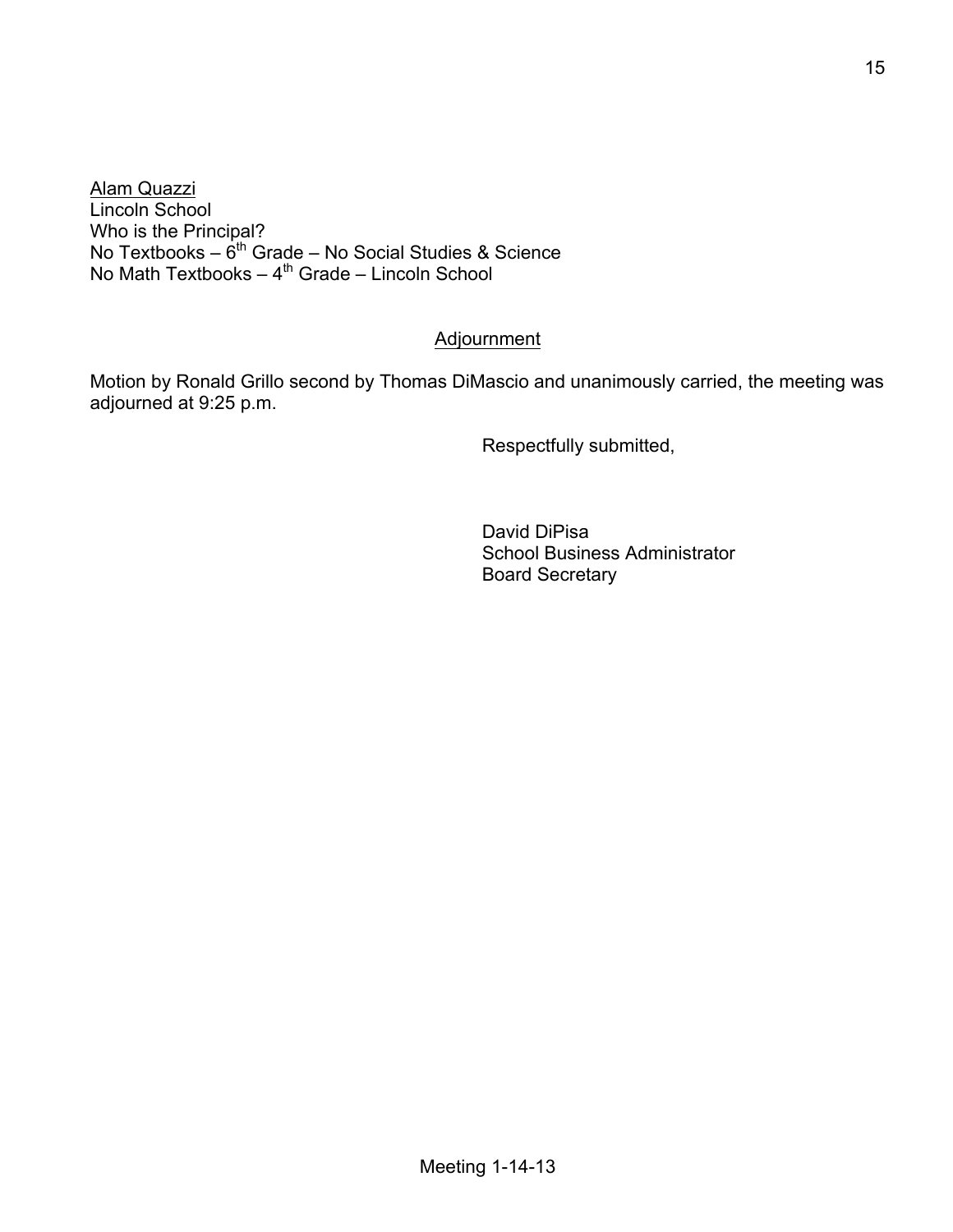Alam Quazzi
Lincoln School
Who is the Principal?
No Textbooks – 6th Grade – No Social Studies & Science
No Math Textbooks – 4th Grade – Lincoln School

## Adjournment

Motion by Ronald Grillo second by Thomas DiMascio and unanimously carried, the meeting was adjourned at 9:25 p.m.

Respectfully submitted,

David DiPisa
School Business Administrator
Board Secretary